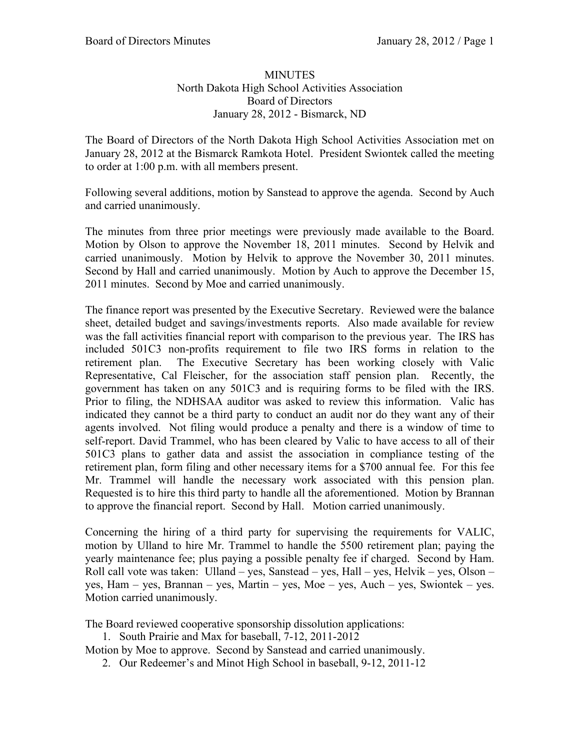# MINUTES
## North Dakota High School Activities Association
## Board of Directors
## January 28, 2012 - Bismarck, ND

The Board of Directors of the North Dakota High School Activities Association met on January 28, 2012 at the Bismarck Ramkota Hotel. President Swiontek called the meeting to order at 1:00 p.m. with all members present.

Following several additions, motion by Sanstead to approve the agenda. Second by Auch and carried unanimously.

The minutes from three prior meetings were previously made available to the Board. Motion by Olson to approve the November 18, 2011 minutes. Second by Helvik and carried unanimously. Motion by Helvik to approve the November 30, 2011 minutes. Second by Hall and carried unanimously. Motion by Auch to approve the December 15, 2011 minutes. Second by Moe and carried unanimously.

The finance report was presented by the Executive Secretary. Reviewed were the balance sheet, detailed budget and savings/investments reports. Also made available for review was the fall activities financial report with comparison to the previous year. The IRS has included 501C3 non-profits requirement to file two IRS forms in relation to the retirement plan. The Executive Secretary has been working closely with Valic Representative, Cal Fleischer, for the association staff pension plan. Recently, the government has taken on any 501C3 and is requiring forms to be filed with the IRS. Prior to filing, the NDHSAA auditor was asked to review this information. Valic has indicated they cannot be a third party to conduct an audit nor do they want any of their agents involved. Not filing would produce a penalty and there is a window of time to self-report. David Trammel, who has been cleared by Valic to have access to all of their 501C3 plans to gather data and assist the association in compliance testing of the retirement plan, form filing and other necessary items for a $700 annual fee. For this fee Mr. Trammel will handle the necessary work associated with this pension plan. Requested is to hire this third party to handle all the aforementioned. Motion by Brannan to approve the financial report. Second by Hall. Motion carried unanimously.

Concerning the hiring of a third party for supervising the requirements for VALIC, motion by Ulland to hire Mr. Trammel to handle the 5500 retirement plan; paying the yearly maintenance fee; plus paying a possible penalty fee if charged. Second by Ham. Roll call vote was taken: Ulland – yes, Sanstead – yes, Hall – yes, Helvik – yes, Olson – yes, Ham – yes, Brannan – yes, Martin – yes, Moe – yes, Auch – yes, Swiontek – yes. Motion carried unanimously.

The Board reviewed cooperative sponsorship dissolution applications:

1. South Prairie and Max for baseball, 7-12, 2011-2012

Motion by Moe to approve. Second by Sanstead and carried unanimously.

2. Our Redeemer's and Minot High School in baseball, 9-12, 2011-12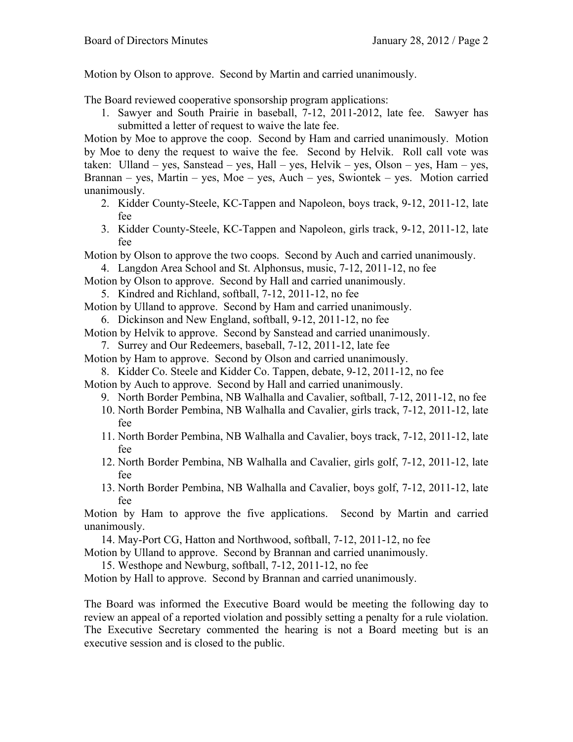Motion by Olson to approve. Second by Martin and carried unanimously.

The Board reviewed cooperative sponsorship program applications:

1. Sawyer and South Prairie in baseball, 7-12, 2011-2012, late fee. Sawyer has submitted a letter of request to waive the late fee.

Motion by Moe to approve the coop. Second by Ham and carried unanimously. Motion by Moe to deny the request to waive the fee. Second by Helvik. Roll call vote was taken: Ulland – yes, Sanstead – yes, Hall – yes, Helvik – yes, Olson – yes, Ham – yes, Brannan – yes, Martin – yes, Moe – yes, Auch – yes, Swiontek – yes. Motion carried unanimously.

2. Kidder County-Steele, KC-Tappen and Napoleon, boys track, 9-12, 2011-12, late fee
3. Kidder County-Steele, KC-Tappen and Napoleon, girls track, 9-12, 2011-12, late fee

Motion by Olson to approve the two coops. Second by Auch and carried unanimously.

4. Langdon Area School and St. Alphonsus, music, 7-12, 2011-12, no fee

Motion by Olson to approve. Second by Hall and carried unanimously.

5. Kindred and Richland, softball, 7-12, 2011-12, no fee

Motion by Ulland to approve. Second by Ham and carried unanimously.

6. Dickinson and New England, softball, 9-12, 2011-12, no fee

Motion by Helvik to approve. Second by Sanstead and carried unanimously.

7. Surrey and Our Redeemers, baseball, 7-12, 2011-12, late fee

Motion by Ham to approve. Second by Olson and carried unanimously.

8. Kidder Co. Steele and Kidder Co. Tappen, debate, 9-12, 2011-12, no fee

Motion by Auch to approve. Second by Hall and carried unanimously.

9. North Border Pembina, NB Walhalla and Cavalier, softball, 7-12, 2011-12, no fee
10. North Border Pembina, NB Walhalla and Cavalier, girls track, 7-12, 2011-12, late fee
11. North Border Pembina, NB Walhalla and Cavalier, boys track, 7-12, 2011-12, late fee
12. North Border Pembina, NB Walhalla and Cavalier, girls golf, 7-12, 2011-12, late fee
13. North Border Pembina, NB Walhalla and Cavalier, boys golf, 7-12, 2011-12, late fee

Motion by Ham to approve the five applications. Second by Martin and carried unanimously.

14. May-Port CG, Hatton and Northwood, softball, 7-12, 2011-12, no fee

Motion by Ulland to approve. Second by Brannan and carried unanimously.

15. Westhope and Newburg, softball, 7-12, 2011-12, no fee

Motion by Hall to approve. Second by Brannan and carried unanimously.

The Board was informed the Executive Board would be meeting the following day to review an appeal of a reported violation and possibly setting a penalty for a rule violation. The Executive Secretary commented the hearing is not a Board meeting but is an executive session and is closed to the public.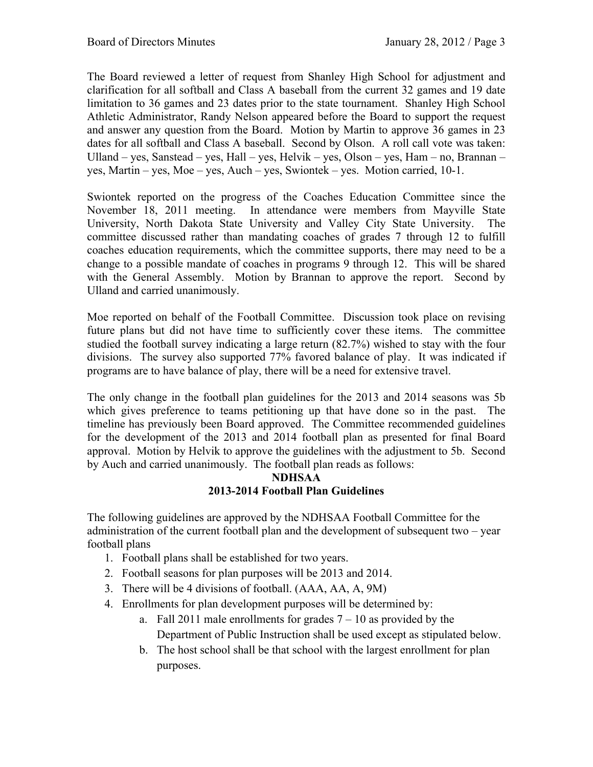The Board reviewed a letter of request from Shanley High School for adjustment and clarification for all softball and Class A baseball from the current 32 games and 19 date limitation to 36 games and 23 dates prior to the state tournament. Shanley High School Athletic Administrator, Randy Nelson appeared before the Board to support the request and answer any question from the Board. Motion by Martin to approve 36 games in 23 dates for all softball and Class A baseball. Second by Olson. A roll call vote was taken: Ulland – yes, Sanstead – yes, Hall – yes, Helvik – yes, Olson – yes, Ham – no, Brannan – yes, Martin – yes, Moe – yes, Auch – yes, Swiontek – yes. Motion carried, 10-1.

Swiontek reported on the progress of the Coaches Education Committee since the November 18, 2011 meeting. In attendance were members from Mayville State University, North Dakota State University and Valley City State University. The committee discussed rather than mandating coaches of grades 7 through 12 to fulfill coaches education requirements, which the committee supports, there may need to be a change to a possible mandate of coaches in programs 9 through 12. This will be shared with the General Assembly. Motion by Brannan to approve the report. Second by Ulland and carried unanimously.

Moe reported on behalf of the Football Committee. Discussion took place on revising future plans but did not have time to sufficiently cover these items. The committee studied the football survey indicating a large return (82.7%) wished to stay with the four divisions. The survey also supported 77% favored balance of play. It was indicated if programs are to have balance of play, there will be a need for extensive travel.

The only change in the football plan guidelines for the 2013 and 2014 seasons was 5b which gives preference to teams petitioning up that have done so in the past. The timeline has previously been Board approved. The Committee recommended guidelines for the development of the 2013 and 2014 football plan as presented for final Board approval. Motion by Helvik to approve the guidelines with the adjustment to 5b. Second by Auch and carried unanimously. The football plan reads as follows:

**NDHSAA**
**2013-2014 Football Plan Guidelines**

The following guidelines are approved by the NDHSAA Football Committee for the administration of the current football plan and the development of subsequent two – year football plans

1. Football plans shall be established for two years.
2. Football seasons for plan purposes will be 2013 and 2014.
3. There will be 4 divisions of football. (AAA, AA, A, 9M)
4. Enrollments for plan development purposes will be determined by:
    a. Fall 2011 male enrollments for grades 7 – 10 as provided by the Department of Public Instruction shall be used except as stipulated below.
    b. The host school shall be that school with the largest enrollment for plan purposes.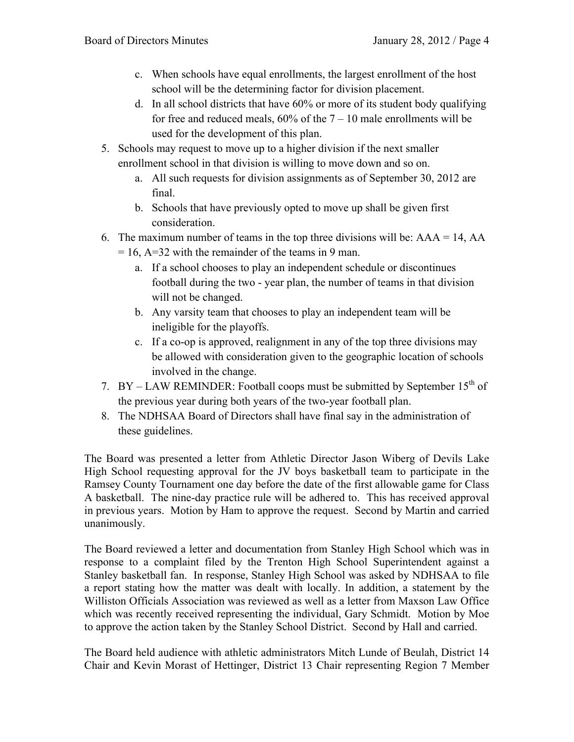c. When schools have equal enrollments, the largest enrollment of the host school will be the determining factor for division placement.
   d. In all school districts that have 60% or more of its student body qualifying for free and reduced meals, 60% of the 7 – 10 male enrollments will be used for the development of this plan.

5. Schools may request to move up to a higher division if the next smaller enrollment school in that division is willing to move down and so on.
   a. All such requests for division assignments as of September 30, 2012 are final.
   b. Schools that have previously opted to move up shall be given first consideration.
6. The maximum number of teams in the top three divisions will be: AAA = 14, AA = 16, A=32 with the remainder of the teams in 9 man.
   a. If a school chooses to play an independent schedule or discontinues football during the two - year plan, the number of teams in that division will not be changed.
   b. Any varsity team that chooses to play an independent team will be ineligible for the playoffs.
   c. If a co-op is approved, realignment in any of the top three divisions may be allowed with consideration given to the geographic location of schools involved in the change.
7. BY – LAW REMINDER: Football coops must be submitted by September 15th of the previous year during both years of the two-year football plan.
8. The NDHSAA Board of Directors shall have final say in the administration of these guidelines.

The Board was presented a letter from Athletic Director Jason Wiberg of Devils Lake High School requesting approval for the JV boys basketball team to participate in the Ramsey County Tournament one day before the date of the first allowable game for Class A basketball. The nine-day practice rule will be adhered to. This has received approval in previous years. Motion by Ham to approve the request. Second by Martin and carried unanimously.

The Board reviewed a letter and documentation from Stanley High School which was in response to a complaint filed by the Trenton High School Superintendent against a Stanley basketball fan. In response, Stanley High School was asked by NDHSAA to file a report stating how the matter was dealt with locally. In addition, a statement by the Williston Officials Association was reviewed as well as a letter from Maxson Law Office which was recently received representing the individual, Gary Schmidt. Motion by Moe to approve the action taken by the Stanley School District. Second by Hall and carried.

The Board held audience with athletic administrators Mitch Lunde of Beulah, District 14 Chair and Kevin Morast of Hettinger, District 13 Chair representing Region 7 Member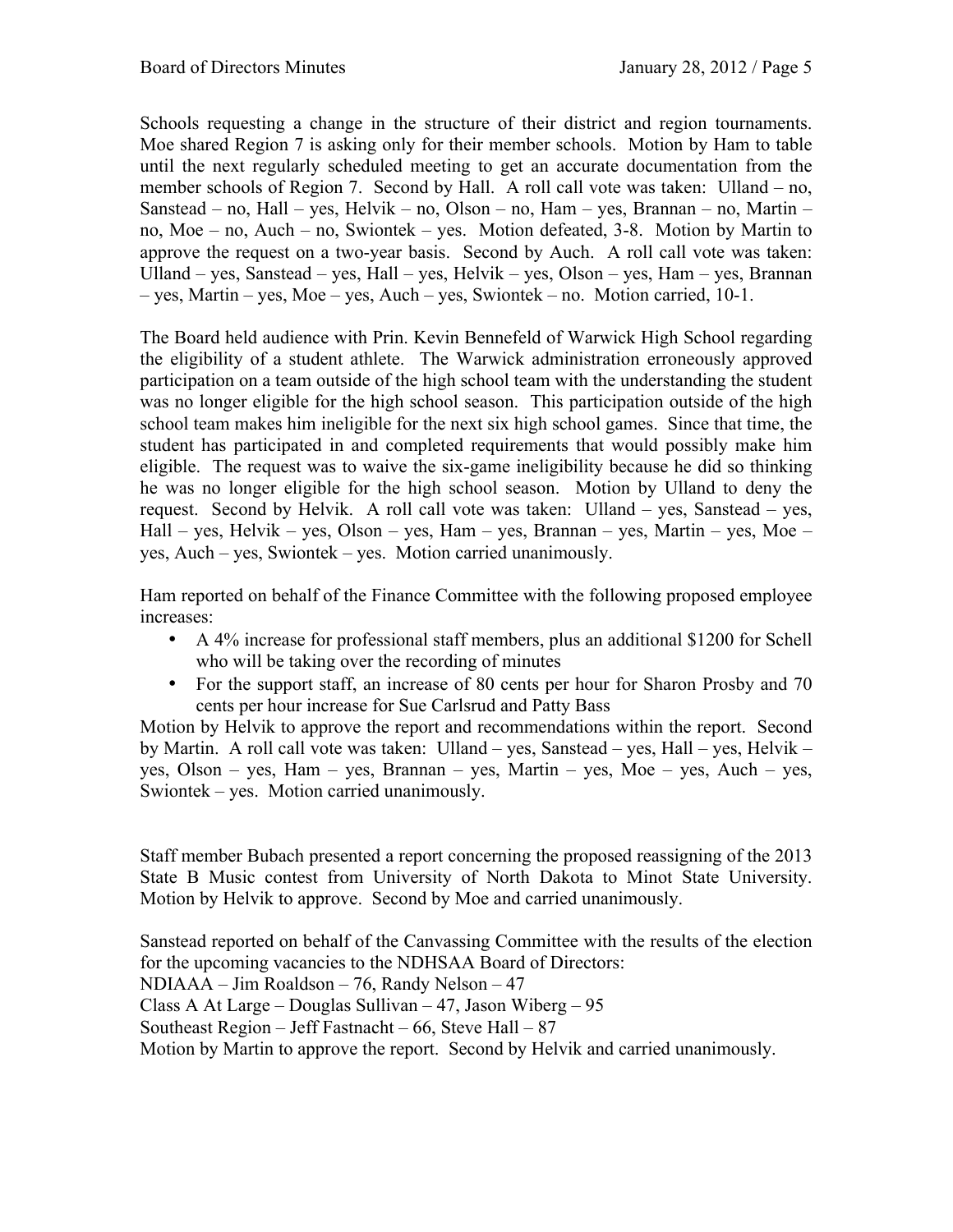Schools requesting a change in the structure of their district and region tournaments. Moe shared Region 7 is asking only for their member schools. Motion by Ham to table until the next regularly scheduled meeting to get an accurate documentation from the member schools of Region 7. Second by Hall. A roll call vote was taken: Ulland – no, Sanstead – no, Hall – yes, Helvik – no, Olson – no, Ham – yes, Brannan – no, Martin – no, Moe – no, Auch – no, Swiontek – yes. Motion defeated, 3-8. Motion by Martin to approve the request on a two-year basis. Second by Auch. A roll call vote was taken: Ulland – yes, Sanstead – yes, Hall – yes, Helvik – yes, Olson – yes, Ham – yes, Brannan – yes, Martin – yes, Moe – yes, Auch – yes, Swiontek – no. Motion carried, 10-1.

The Board held audience with Prin. Kevin Bennefeld of Warwick High School regarding the eligibility of a student athlete. The Warwick administration erroneously approved participation on a team outside of the high school team with the understanding the student was no longer eligible for the high school season. This participation outside of the high school team makes him ineligible for the next six high school games. Since that time, the student has participated in and completed requirements that would possibly make him eligible. The request was to waive the six-game ineligibility because he did so thinking he was no longer eligible for the high school season. Motion by Ulland to deny the request. Second by Helvik. A roll call vote was taken: Ulland – yes, Sanstead – yes, Hall – yes, Helvik – yes, Olson – yes, Ham – yes, Brannan – yes, Martin – yes, Moe – yes, Auch – yes, Swiontek – yes. Motion carried unanimously.

Ham reported on behalf of the Finance Committee with the following proposed employee increases:

- A 4% increase for professional staff members, plus an additional $1200 for Schell who will be taking over the recording of minutes
- For the support staff, an increase of 80 cents per hour for Sharon Prosby and 70 cents per hour increase for Sue Carlsrud and Patty Bass

Motion by Helvik to approve the report and recommendations within the report. Second by Martin. A roll call vote was taken: Ulland – yes, Sanstead – yes, Hall – yes, Helvik – yes, Olson – yes, Ham – yes, Brannan – yes, Martin – yes, Moe – yes, Auch – yes, Swiontek – yes. Motion carried unanimously.

Staff member Bubach presented a report concerning the proposed reassigning of the 2013 State B Music contest from University of North Dakota to Minot State University. Motion by Helvik to approve. Second by Moe and carried unanimously.

Sanstead reported on behalf of the Canvassing Committee with the results of the election for the upcoming vacancies to the NDHSAA Board of Directors:
NDIAAA – Jim Roaldson – 76, Randy Nelson – 47
Class A At Large – Douglas Sullivan – 47, Jason Wiberg – 95
Southeast Region – Jeff Fastnacht – 66, Steve Hall – 87
Motion by Martin to approve the report. Second by Helvik and carried unanimously.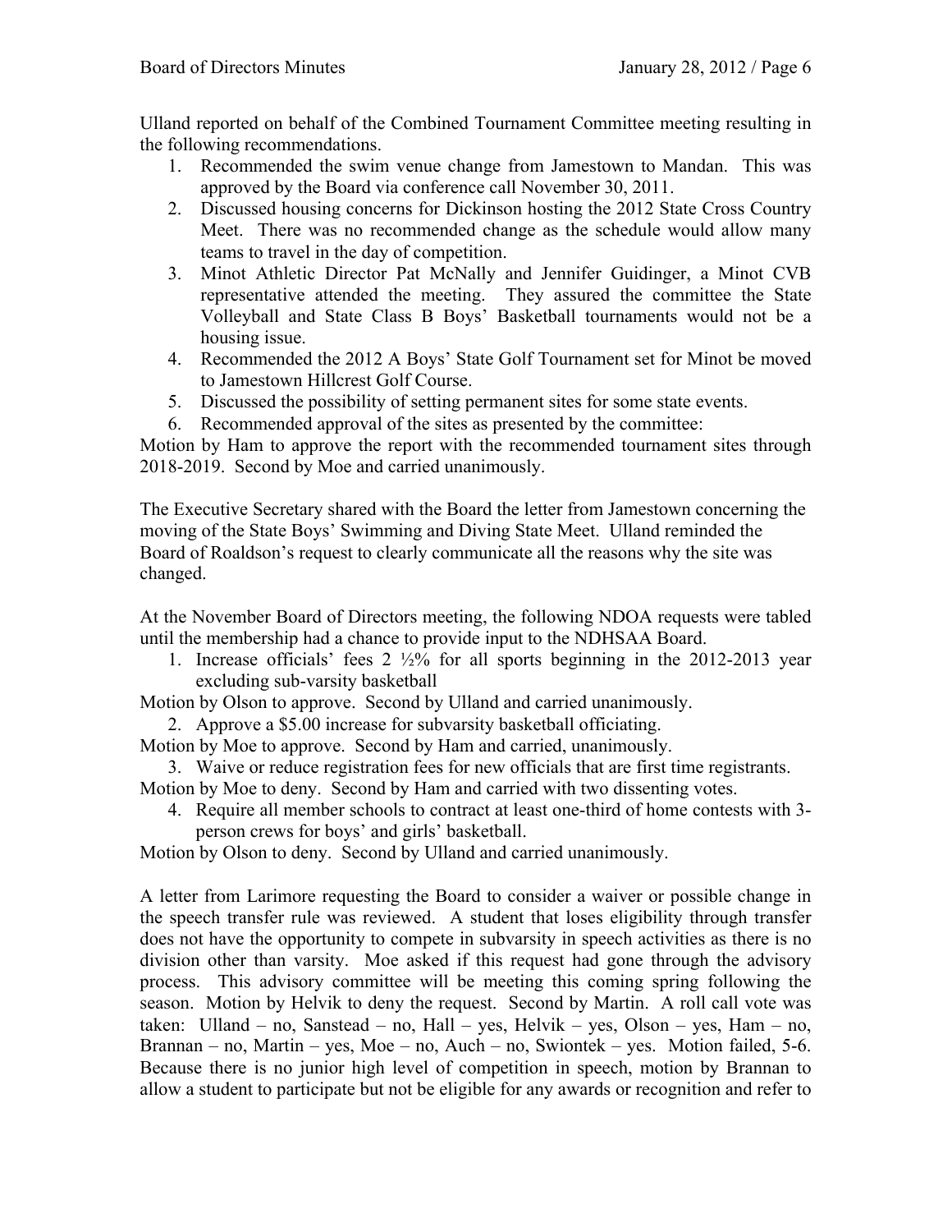Ulland reported on behalf of the Combined Tournament Committee meeting resulting in the following recommendations.

1. Recommended the swim venue change from Jamestown to Mandan. This was approved by the Board via conference call November 30, 2011.
2. Discussed housing concerns for Dickinson hosting the 2012 State Cross Country Meet. There was no recommended change as the schedule would allow many teams to travel in the day of competition.
3. Minot Athletic Director Pat McNally and Jennifer Guidinger, a Minot CVB representative attended the meeting. They assured the committee the State Volleyball and State Class B Boys' Basketball tournaments would not be a housing issue.
4. Recommended the 2012 A Boys' State Golf Tournament set for Minot be moved to Jamestown Hillcrest Golf Course.
5. Discussed the possibility of setting permanent sites for some state events.
6. Recommended approval of the sites as presented by the committee:

Motion by Ham to approve the report with the recommended tournament sites through 2018-2019. Second by Moe and carried unanimously.

The Executive Secretary shared with the Board the letter from Jamestown concerning the moving of the State Boys' Swimming and Diving State Meet. Ulland reminded the Board of Roaldson's request to clearly communicate all the reasons why the site was changed.

At the November Board of Directors meeting, the following NDOA requests were tabled until the membership had a chance to provide input to the NDHSAA Board.

1. Increase officials' fees 2 ½% for all sports beginning in the 2012-2013 year excluding sub-varsity basketball

Motion by Olson to approve. Second by Ulland and carried unanimously.

2. Approve a $5.00 increase for subvarsity basketball officiating.

Motion by Moe to approve. Second by Ham and carried, unanimously.

3. Waive or reduce registration fees for new officials that are first time registrants.

Motion by Moe to deny. Second by Ham and carried with two dissenting votes.

4. Require all member schools to contract at least one-third of home contests with 3-person crews for boys' and girls' basketball.

Motion by Olson to deny. Second by Ulland and carried unanimously.

A letter from Larimore requesting the Board to consider a waiver or possible change in the speech transfer rule was reviewed. A student that loses eligibility through transfer does not have the opportunity to compete in subvarsity in speech activities as there is no division other than varsity. Moe asked if this request had gone through the advisory process. This advisory committee will be meeting this coming spring following the season. Motion by Helvik to deny the request. Second by Martin. A roll call vote was taken: Ulland – no, Sanstead – no, Hall – yes, Helvik – yes, Olson – yes, Ham – no, Brannan – no, Martin – yes, Moe – no, Auch – no, Swiontek – yes. Motion failed, 5-6. Because there is no junior high level of competition in speech, motion by Brannan to allow a student to participate but not be eligible for any awards or recognition and refer to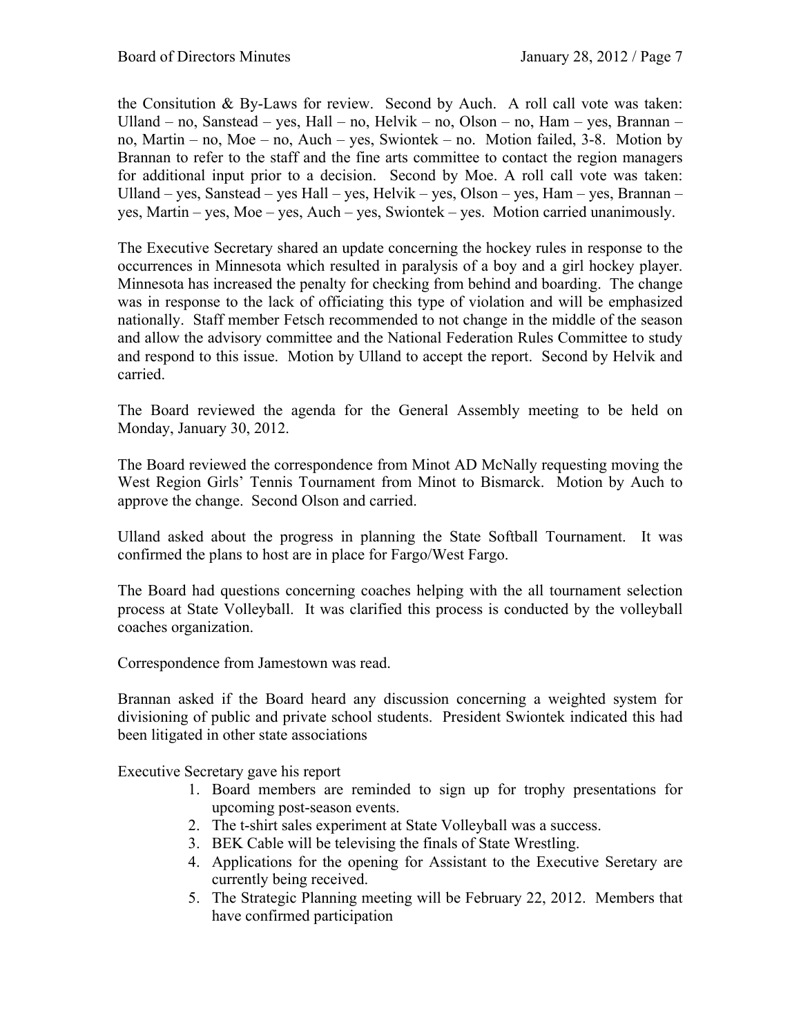the Consitution & By-Laws for review. Second by Auch. A roll call vote was taken: Ulland – no, Sanstead – yes, Hall – no, Helvik – no, Olson – no, Ham – yes, Brannan – no, Martin – no, Moe – no, Auch – yes, Swiontek – no. Motion failed, 3-8. Motion by Brannan to refer to the staff and the fine arts committee to contact the region managers for additional input prior to a decision. Second by Moe. A roll call vote was taken: Ulland – yes, Sanstead – yes Hall – yes, Helvik – yes, Olson – yes, Ham – yes, Brannan – yes, Martin – yes, Moe – yes, Auch – yes, Swiontek – yes. Motion carried unanimously.

The Executive Secretary shared an update concerning the hockey rules in response to the occurrences in Minnesota which resulted in paralysis of a boy and a girl hockey player. Minnesota has increased the penalty for checking from behind and boarding. The change was in response to the lack of officiating this type of violation and will be emphasized nationally. Staff member Fetsch recommended to not change in the middle of the season and allow the advisory committee and the National Federation Rules Committee to study and respond to this issue. Motion by Ulland to accept the report. Second by Helvik and carried.

The Board reviewed the agenda for the General Assembly meeting to be held on Monday, January 30, 2012.

The Board reviewed the correspondence from Minot AD McNally requesting moving the West Region Girls' Tennis Tournament from Minot to Bismarck. Motion by Auch to approve the change. Second Olson and carried.

Ulland asked about the progress in planning the State Softball Tournament. It was confirmed the plans to host are in place for Fargo/West Fargo.

The Board had questions concerning coaches helping with the all tournament selection process at State Volleyball. It was clarified this process is conducted by the volleyball coaches organization.

Correspondence from Jamestown was read.

Brannan asked if the Board heard any discussion concerning a weighted system for divisioning of public and private school students. President Swiontek indicated this had been litigated in other state associations

Executive Secretary gave his report

1. Board members are reminded to sign up for trophy presentations for upcoming post-season events.
2. The t-shirt sales experiment at State Volleyball was a success.
3. BEK Cable will be televising the finals of State Wrestling.
4. Applications for the opening for Assistant to the Executive Seretary are currently being received.
5. The Strategic Planning meeting will be February 22, 2012. Members that have confirmed participation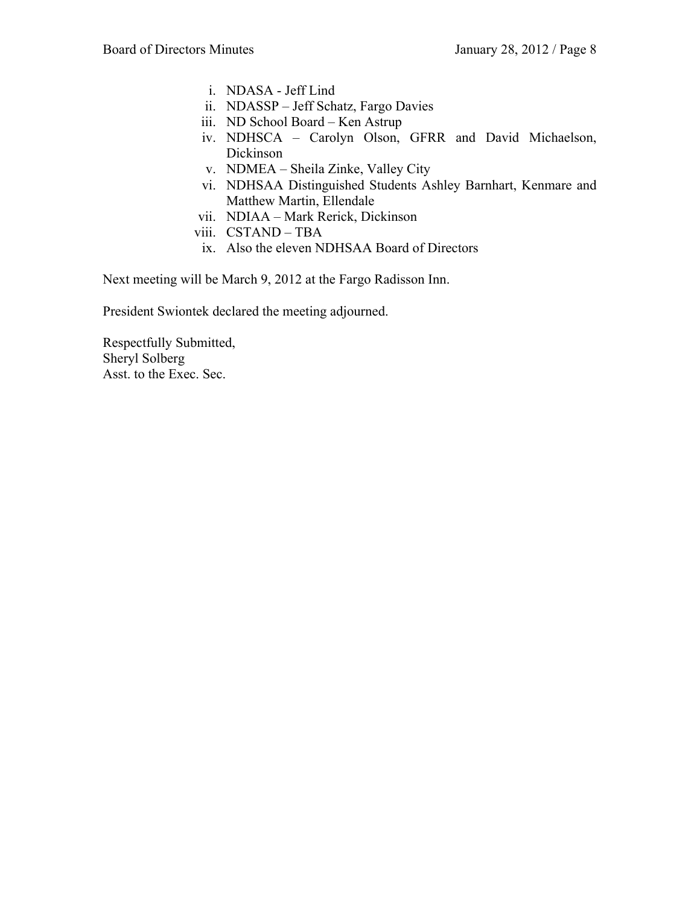i. NDASA - Jeff Lind
ii. NDASSP – Jeff Schatz, Fargo Davies
iii. ND School Board – Ken Astrup
iv. NDHSCA – Carolyn Olson, GFRR and David Michaelson, Dickinson
v. NDMEA – Sheila Zinke, Valley City
vi. NDHSAA Distinguished Students Ashley Barnhart, Kenmare and Matthew Martin, Ellendale
vii. NDIAA – Mark Rerick, Dickinson
viii. CSTAND – TBA
ix. Also the eleven NDHSAA Board of Directors

Next meeting will be March 9, 2012 at the Fargo Radisson Inn.

President Swiontek declared the meeting adjourned.

Respectfully Submitted,
Sheryl Solberg
Asst. to the Exec. Sec.